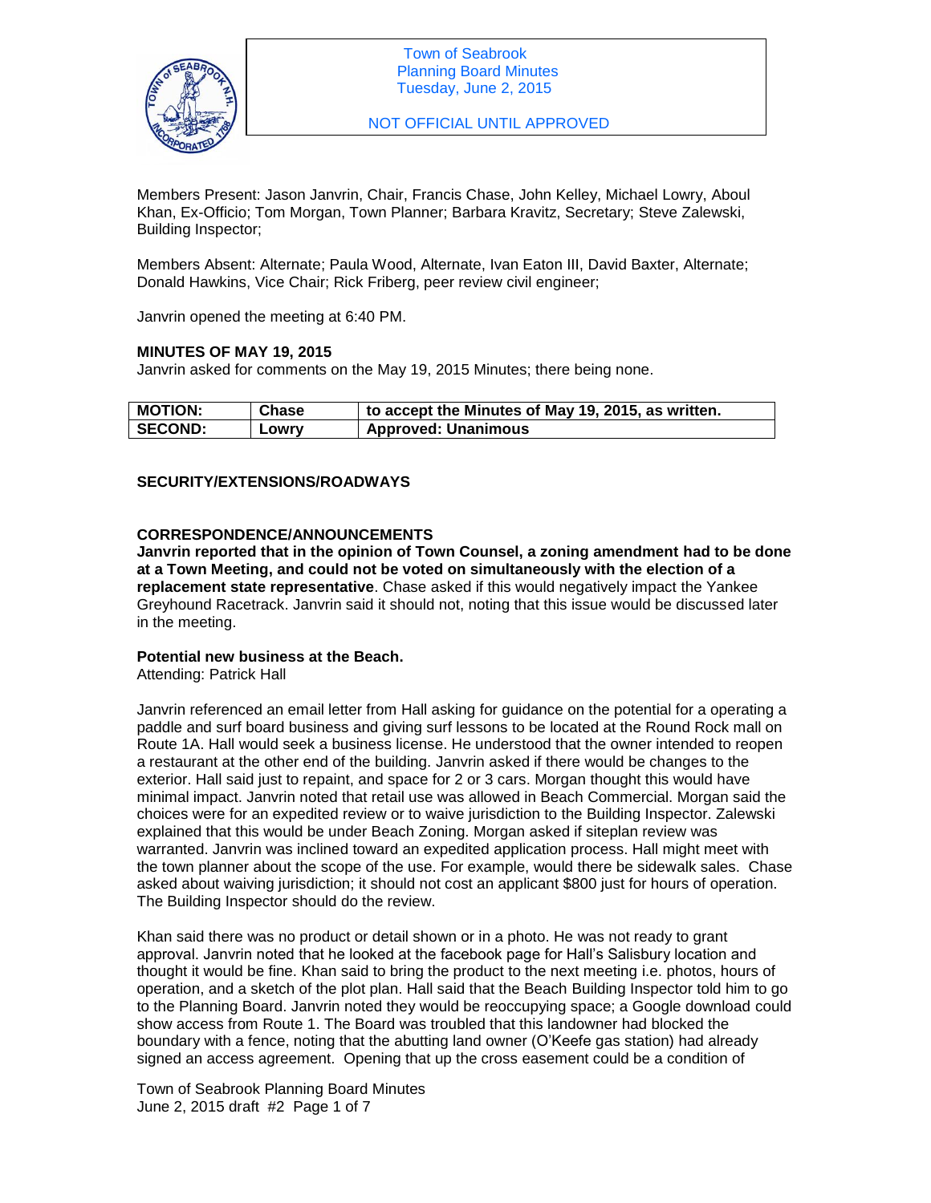Town of Seabrook
Planning Board Minutes
Tuesday, June 2, 2015

NOT OFFICIAL UNTIL APPROVED

Members Present: Jason Janvrin, Chair, Francis Chase, John Kelley, Michael Lowry, Aboul Khan, Ex-Officio; Tom Morgan, Town Planner; Barbara Kravitz, Secretary; Steve Zalewski, Building Inspector;

Members Absent: Alternate; Paula Wood, Alternate, Ivan Eaton III, David Baxter, Alternate; Donald Hawkins, Vice Chair; Rick Friberg, peer review civil engineer;

Janvrin opened the meeting at 6:40 PM.

**MINUTES OF MAY 19, 2015**

Janvrin asked for comments on the May 19, 2015 Minutes; there being none.

| **MOTION:** | **Chase** | **to accept the Minutes of May 19, 2015, as written.** |
|---|---|---|
| **SECOND:** | **Lowry** | **Approved: Unanimous** |

**SECURITY/EXTENSIONS/ROADWAYS**

**CORRESPONDENCE/ANNOUNCEMENTS**

**Janvrin reported that in the opinion of Town Counsel, a zoning amendment had to be done at a Town Meeting, and could not be voted on simultaneously with the election of a replacement state representative**. Chase asked if this would negatively impact the Yankee Greyhound Racetrack. Janvrin said it should not, noting that this issue would be discussed later in the meeting.

**Potential new business at the Beach.**

Attending: Patrick Hall

Janvrin referenced an email letter from Hall asking for guidance on the potential for a operating a paddle and surf board business and giving surf lessons to be located at the Round Rock mall on Route 1A. Hall would seek a business license. He understood that the owner intended to reopen a restaurant at the other end of the building. Janvrin asked if there would be changes to the exterior. Hall said just to repaint, and space for 2 or 3 cars. Morgan thought this would have minimal impact. Janvrin noted that retail use was allowed in Beach Commercial. Morgan said the choices were for an expedited review or to waive jurisdiction to the Building Inspector. Zalewski explained that this would be under Beach Zoning. Morgan asked if siteplan review was warranted. Janvrin was inclined toward an expedited application process. Hall might meet with the town planner about the scope of the use. For example, would there be sidewalk sales. Chase asked about waiving jurisdiction; it should not cost an applicant $800 just for hours of operation. The Building Inspector should do the review.

Khan said there was no product or detail shown or in a photo. He was not ready to grant approval. Janvrin noted that he looked at the facebook page for Hall's Salisbury location and thought it would be fine. Khan said to bring the product to the next meeting i.e. photos, hours of operation, and a sketch of the plot plan. Hall said that the Beach Building Inspector told him to go to the Planning Board. Janvrin noted they would be reoccupying space; a Google download could show access from Route 1. The Board was troubled that this landowner had blocked the boundary with a fence, noting that the abutting land owner (O'Keefe gas station) had already signed an access agreement. Opening that up the cross easement could be a condition of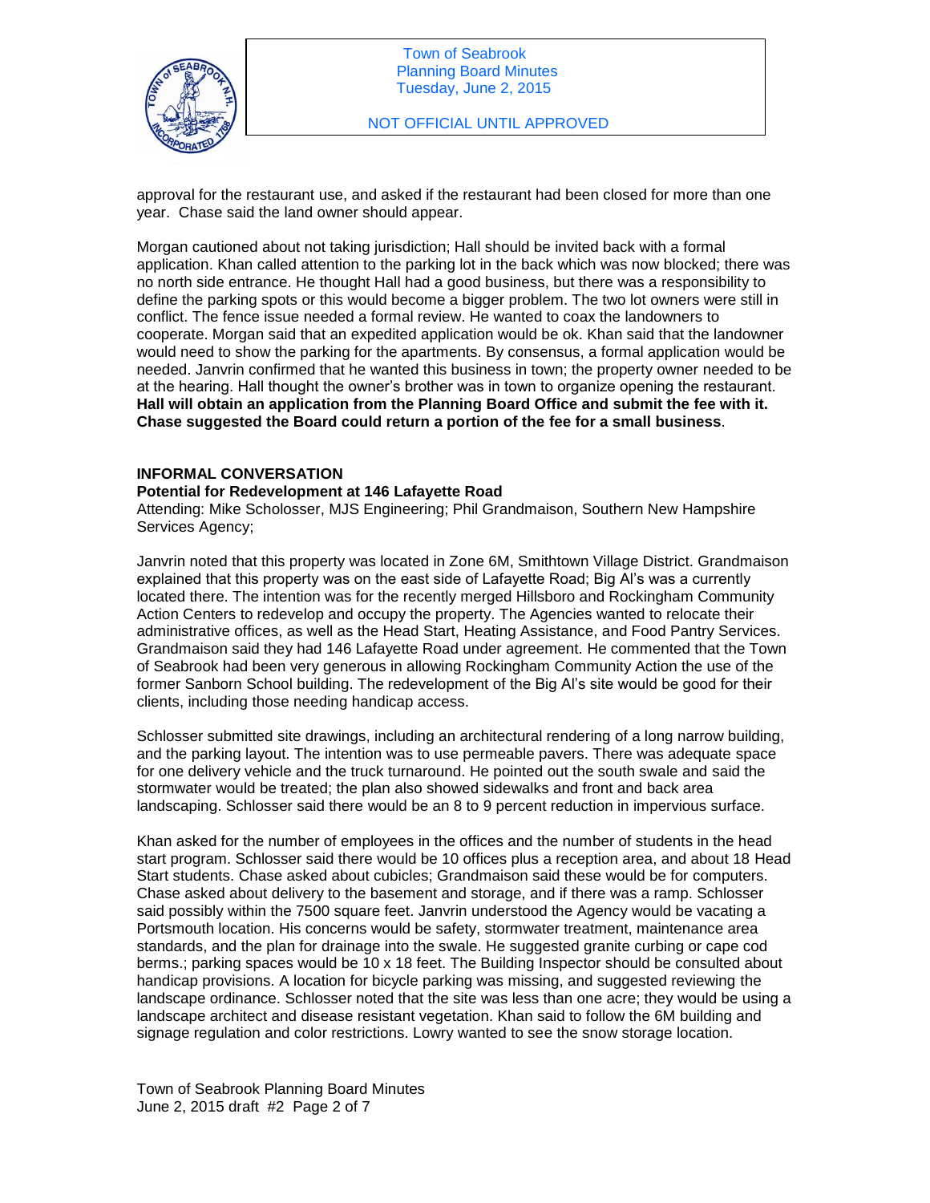approval for the restaurant use, and asked if the restaurant had been closed for more than one year. Chase said the land owner should appear.

Morgan cautioned about not taking jurisdiction; Hall should be invited back with a formal application. Khan called attention to the parking lot in the back which was now blocked; there was no north side entrance. He thought Hall had a good business, but there was a responsibility to define the parking spots or this would become a bigger problem. The two lot owners were still in conflict. The fence issue needed a formal review. He wanted to coax the landowners to cooperate. Morgan said that an expedited application would be ok. Khan said that the landowner would need to show the parking for the apartments. By consensus, a formal application would be needed. Janvrin confirmed that he wanted this business in town; the property owner needed to be at the hearing. Hall thought the owner's brother was in town to organize opening the restaurant. **Hall will obtain an application from the Planning Board Office and submit the fee with it. Chase suggested the Board could return a portion of the fee for a small business**.

**INFORMAL CONVERSATION**

**Potential for Redevelopment at 146 Lafayette Road**

Attending: Mike Scholosser, MJS Engineering; Phil Grandmaison, Southern New Hampshire Services Agency;

Janvrin noted that this property was located in Zone 6M, Smithtown Village District. Grandmaison explained that this property was on the east side of Lafayette Road; Big Al's was a currently located there. The intention was for the recently merged Hillsboro and Rockingham Community Action Centers to redevelop and occupy the property. The Agencies wanted to relocate their administrative offices, as well as the Head Start, Heating Assistance, and Food Pantry Services. Grandmaison said they had 146 Lafayette Road under agreement. He commented that the Town of Seabrook had been very generous in allowing Rockingham Community Action the use of the former Sanborn School building. The redevelopment of the Big Al's site would be good for their clients, including those needing handicap access.

Schlosser submitted site drawings, including an architectural rendering of a long narrow building, and the parking layout. The intention was to use permeable pavers. There was adequate space for one delivery vehicle and the truck turnaround. He pointed out the south swale and said the stormwater would be treated; the plan also showed sidewalks and front and back area landscaping. Schlosser said there would be an 8 to 9 percent reduction in impervious surface.

Khan asked for the number of employees in the offices and the number of students in the head start program. Schlosser said there would be 10 offices plus a reception area, and about 18 Head Start students. Chase asked about cubicles; Grandmaison said these would be for computers. Chase asked about delivery to the basement and storage, and if there was a ramp. Schlosser said possibly within the 7500 square feet. Janvrin understood the Agency would be vacating a Portsmouth location. His concerns would be safety, stormwater treatment, maintenance area standards, and the plan for drainage into the swale. He suggested granite curbing or cape cod berms.; parking spaces would be 10 x 18 feet. The Building Inspector should be consulted about handicap provisions. A location for bicycle parking was missing, and suggested reviewing the landscape ordinance. Schlosser noted that the site was less than one acre; they would be using a landscape architect and disease resistant vegetation. Khan said to follow the 6M building and signage regulation and color restrictions. Lowry wanted to see the snow storage location.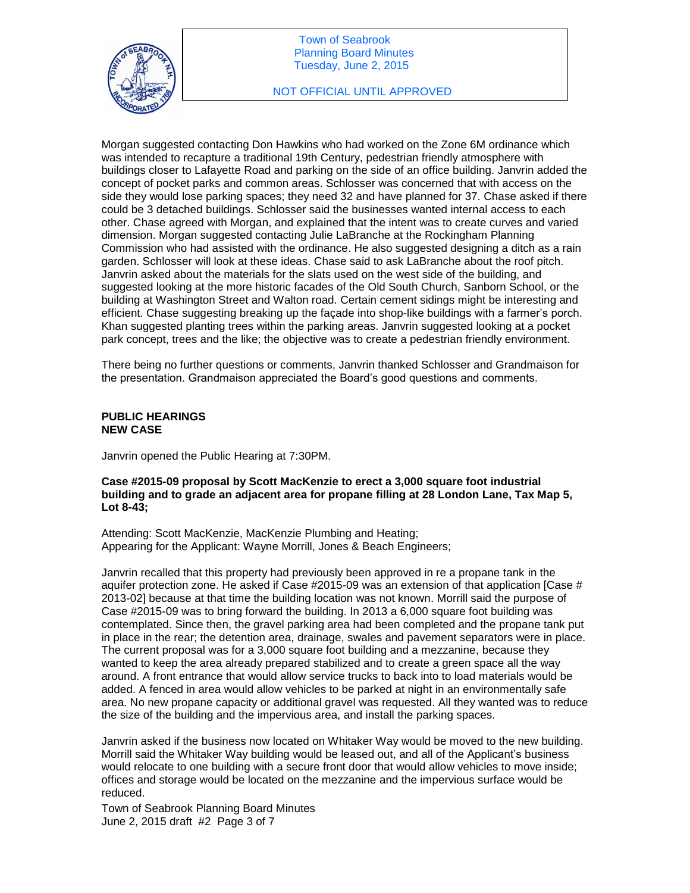Morgan suggested contacting Don Hawkins who had worked on the Zone 6M ordinance which was intended to recapture a traditional 19th Century, pedestrian friendly atmosphere with buildings closer to Lafayette Road and parking on the side of an office building. Janvrin added the concept of pocket parks and common areas. Schlosser was concerned that with access on the side they would lose parking spaces; they need 32 and have planned for 37. Chase asked if there could be 3 detached buildings. Schlosser said the businesses wanted internal access to each other. Chase agreed with Morgan, and explained that the intent was to create curves and varied dimension. Morgan suggested contacting Julie LaBranche at the Rockingham Planning Commission who had assisted with the ordinance. He also suggested designing a ditch as a rain garden. Schlosser will look at these ideas. Chase said to ask LaBranche about the roof pitch. Janvrin asked about the materials for the slats used on the west side of the building, and suggested looking at the more historic facades of the Old South Church, Sanborn School, or the building at Washington Street and Walton road. Certain cement sidings might be interesting and efficient. Chase suggesting breaking up the façade into shop-like buildings with a farmer's porch. Khan suggested planting trees within the parking areas. Janvrin suggested looking at a pocket park concept, trees and the like; the objective was to create a pedestrian friendly environment.

There being no further questions or comments, Janvrin thanked Schlosser and Grandmaison for the presentation. Grandmaison appreciated the Board's good questions and comments.

**PUBLIC HEARINGS**
**NEW CASE**

Janvrin opened the Public Hearing at 7:30PM.

**Case #2015-09 proposal by Scott MacKenzie to erect a 3,000 square foot industrial building and to grade an adjacent area for propane filling at 28 London Lane, Tax Map 5, Lot 8-43;**

Attending: Scott MacKenzie, MacKenzie Plumbing and Heating;
Appearing for the Applicant: Wayne Morrill, Jones & Beach Engineers;

Janvrin recalled that this property had previously been approved in re a propane tank in the aquifer protection zone. He asked if Case #2015-09 was an extension of that application [Case # 2013-02] because at that time the building location was not known. Morrill said the purpose of Case #2015-09 was to bring forward the building. In 2013 a 6,000 square foot building was contemplated. Since then, the gravel parking area had been completed and the propane tank put in place in the rear; the detention area, drainage, swales and pavement separators were in place. The current proposal was for a 3,000 square foot building and a mezzanine, because they wanted to keep the area already prepared stabilized and to create a green space all the way around. A front entrance that would allow service trucks to back into to load materials would be added. A fenced in area would allow vehicles to be parked at night in an environmentally safe area. No new propane capacity or additional gravel was requested. All they wanted was to reduce the size of the building and the impervious area, and install the parking spaces.

Janvrin asked if the business now located on Whitaker Way would be moved to the new building. Morrill said the Whitaker Way building would be leased out, and all of the Applicant's business would relocate to one building with a secure front door that would allow vehicles to move inside; offices and storage would be located on the mezzanine and the impervious surface would be reduced.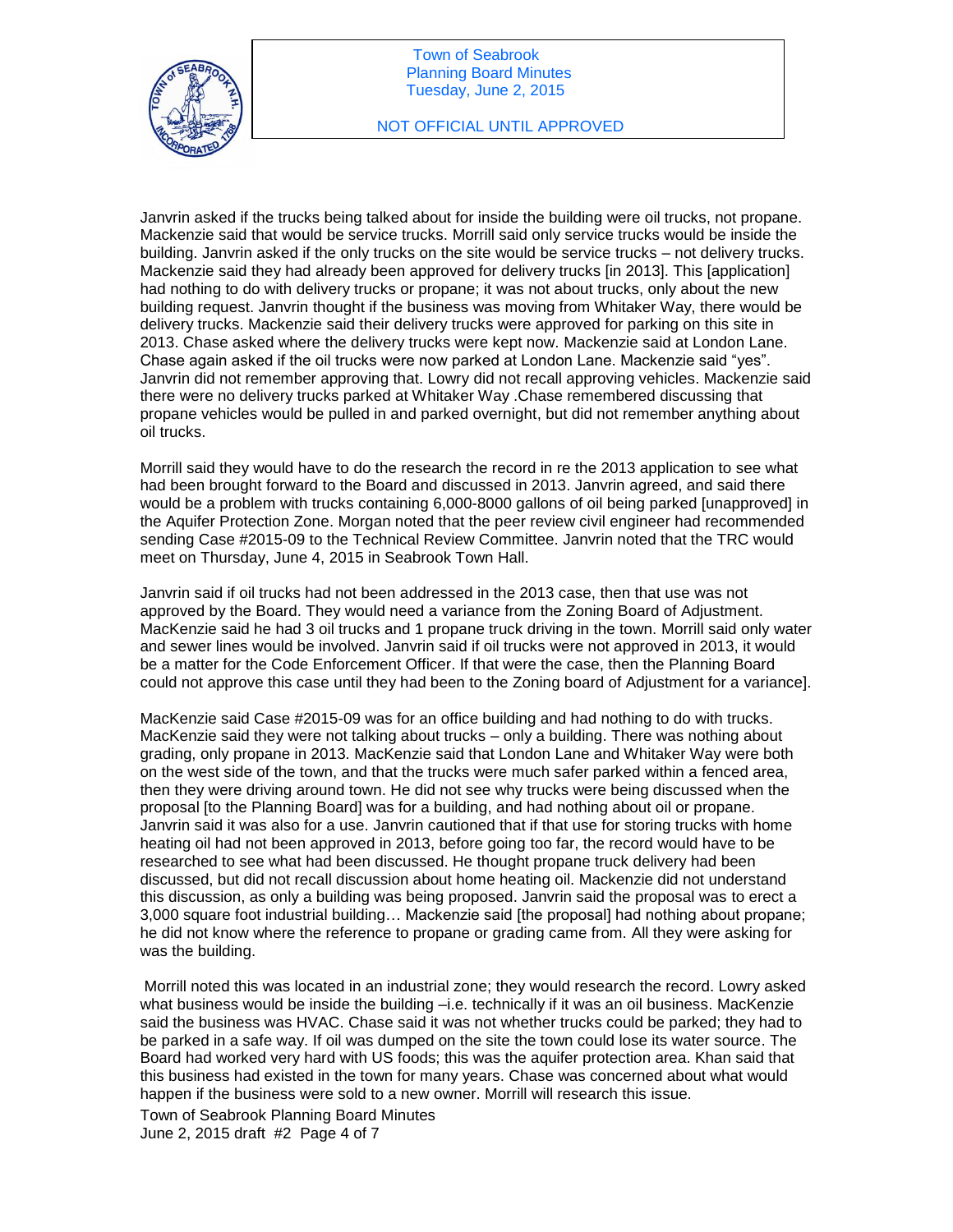Janvrin asked if the trucks being talked about for inside the building were oil trucks, not propane. Mackenzie said that would be service trucks. Morrill said only service trucks would be inside the building. Janvrin asked if the only trucks on the site would be service trucks – not delivery trucks. Mackenzie said they had already been approved for delivery trucks [in 2013]. This [application] had nothing to do with delivery trucks or propane; it was not about trucks, only about the new building request. Janvrin thought if the business was moving from Whitaker Way, there would be delivery trucks. Mackenzie said their delivery trucks were approved for parking on this site in 2013. Chase asked where the delivery trucks were kept now. Mackenzie said at London Lane. Chase again asked if the oil trucks were now parked at London Lane. Mackenzie said "yes". Janvrin did not remember approving that. Lowry did not recall approving vehicles. Mackenzie said there were no delivery trucks parked at Whitaker Way .Chase remembered discussing that propane vehicles would be pulled in and parked overnight, but did not remember anything about oil trucks.

Morrill said they would have to do the research the record in re the 2013 application to see what had been brought forward to the Board and discussed in 2013. Janvrin agreed, and said there would be a problem with trucks containing 6,000-8000 gallons of oil being parked [unapproved] in the Aquifer Protection Zone. Morgan noted that the peer review civil engineer had recommended sending Case #2015-09 to the Technical Review Committee. Janvrin noted that the TRC would meet on Thursday, June 4, 2015 in Seabrook Town Hall.

Janvrin said if oil trucks had not been addressed in the 2013 case, then that use was not approved by the Board. They would need a variance from the Zoning Board of Adjustment. MacKenzie said he had 3 oil trucks and 1 propane truck driving in the town. Morrill said only water and sewer lines would be involved. Janvrin said if oil trucks were not approved in 2013, it would be a matter for the Code Enforcement Officer. If that were the case, then the Planning Board could not approve this case until they had been to the Zoning board of Adjustment for a variance].

MacKenzie said Case #2015-09 was for an office building and had nothing to do with trucks. MacKenzie said they were not talking about trucks – only a building. There was nothing about grading, only propane in 2013. MacKenzie said that London Lane and Whitaker Way were both on the west side of the town, and that the trucks were much safer parked within a fenced area, then they were driving around town. He did not see why trucks were being discussed when the proposal [to the Planning Board] was for a building, and had nothing about oil or propane. Janvrin said it was also for a use. Janvrin cautioned that if that use for storing trucks with home heating oil had not been approved in 2013, before going too far, the record would have to be researched to see what had been discussed. He thought propane truck delivery had been discussed, but did not recall discussion about home heating oil. Mackenzie did not understand this discussion, as only a building was being proposed. Janvrin said the proposal was to erect a 3,000 square foot industrial building… Mackenzie said [the proposal] had nothing about propane; he did not know where the reference to propane or grading came from. All they were asking for was the building.

Morrill noted this was located in an industrial zone; they would research the record. Lowry asked what business would be inside the building –i.e. technically if it was an oil business. MacKenzie said the business was HVAC. Chase said it was not whether trucks could be parked; they had to be parked in a safe way. If oil was dumped on the site the town could lose its water source. The Board had worked very hard with US foods; this was the aquifer protection area. Khan said that this business had existed in the town for many years. Chase was concerned about what would happen if the business were sold to a new owner. Morrill will research this issue.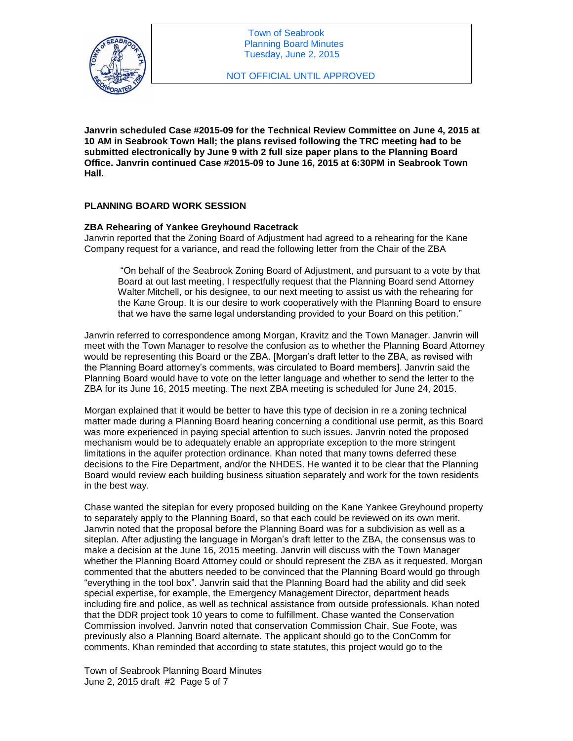**Janvrin scheduled Case #2015-09 for the Technical Review Committee on June 4, 2015 at 10 AM in Seabrook Town Hall; the plans revised following the TRC meeting had to be submitted electronically by June 9 with 2 full size paper plans to the Planning Board Office. Janvrin continued Case #2015-09 to June 16, 2015 at 6:30PM in Seabrook Town Hall.**

## PLANNING BOARD WORK SESSION

### ZBA Rehearing of Yankee Greyhound Racetrack

Janvrin reported that the Zoning Board of Adjustment had agreed to a rehearing for the Kane Company request for a variance, and read the following letter from the Chair of the ZBA

> "On behalf of the Seabrook Zoning Board of Adjustment, and pursuant to a vote by that Board at out last meeting, I respectfully request that the Planning Board send Attorney Walter Mitchell, or his designee, to our next meeting to assist us with the rehearing for the Kane Group. It is our desire to work cooperatively with the Planning Board to ensure that we have the same legal understanding provided to your Board on this petition."

Janvrin referred to correspondence among Morgan, Kravitz and the Town Manager. Janvrin will meet with the Town Manager to resolve the confusion as to whether the Planning Board Attorney would be representing this Board or the ZBA. [Morgan's draft letter to the ZBA, as revised with the Planning Board attorney's comments, was circulated to Board members]. Janvrin said the Planning Board would have to vote on the letter language and whether to send the letter to the ZBA for its June 16, 2015 meeting. The next ZBA meeting is scheduled for June 24, 2015.

Morgan explained that it would be better to have this type of decision in re a zoning technical matter made during a Planning Board hearing concerning a conditional use permit, as this Board was more experienced in paying special attention to such issues. Janvrin noted the proposed mechanism would be to adequately enable an appropriate exception to the more stringent limitations in the aquifer protection ordinance. Khan noted that many towns deferred these decisions to the Fire Department, and/or the NHDES. He wanted it to be clear that the Planning Board would review each building business situation separately and work for the town residents in the best way.

Chase wanted the siteplan for every proposed building on the Kane Yankee Greyhound property to separately apply to the Planning Board, so that each could be reviewed on its own merit. Janvrin noted that the proposal before the Planning Board was for a subdivision as well as a siteplan. After adjusting the language in Morgan's draft letter to the ZBA, the consensus was to make a decision at the June 16, 2015 meeting. Janvrin will discuss with the Town Manager whether the Planning Board Attorney could or should represent the ZBA as it requested. Morgan commented that the abutters needed to be convinced that the Planning Board would go through "everything in the tool box". Janvrin said that the Planning Board had the ability and did seek special expertise, for example, the Emergency Management Director, department heads including fire and police, as well as technical assistance from outside professionals. Khan noted that the DDR project took 10 years to come to fulfillment. Chase wanted the Conservation Commission involved. Janvrin noted that conservation Commission Chair, Sue Foote, was previously also a Planning Board alternate. The applicant should go to the ConComm for comments. Khan reminded that according to state statutes, this project would go to the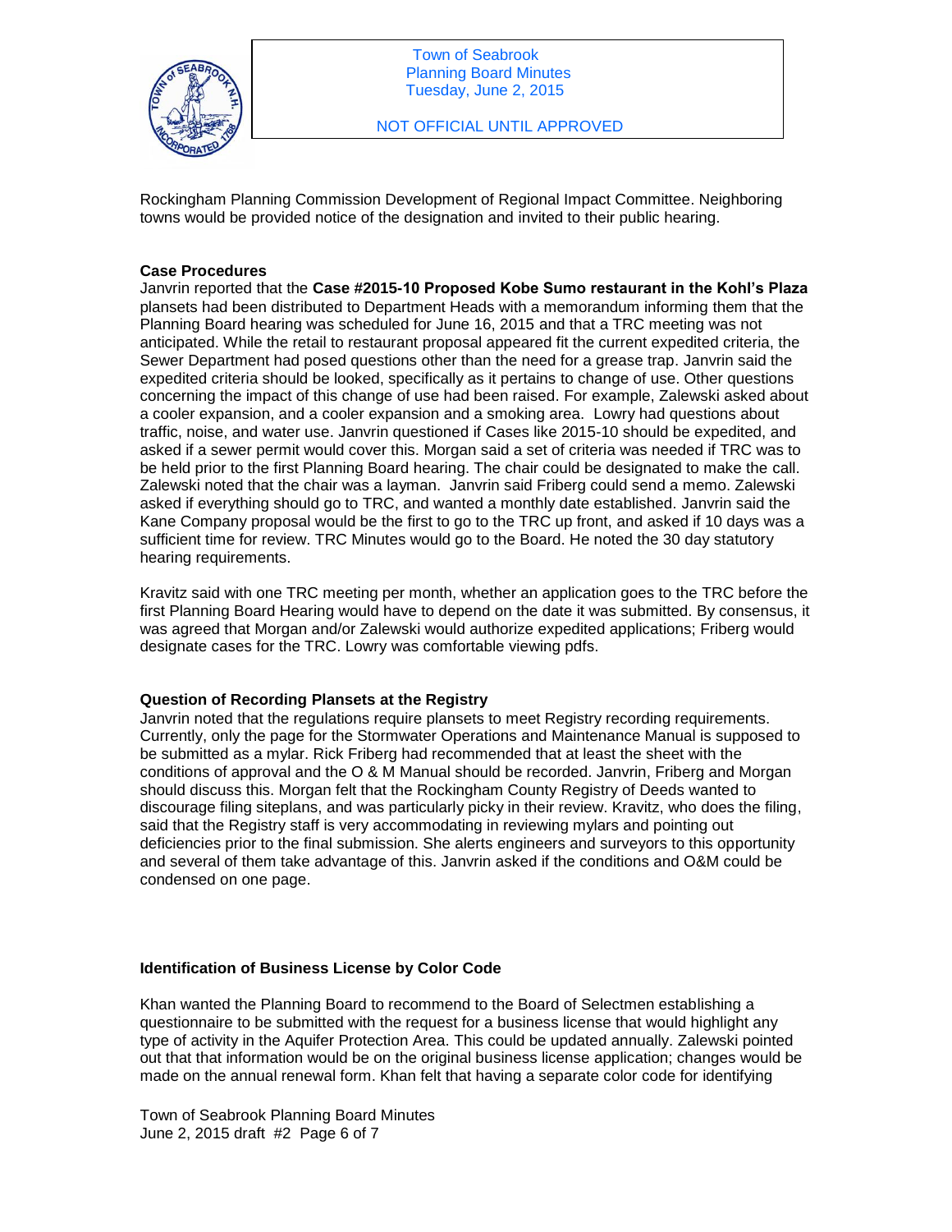Rockingham Planning Commission Development of Regional Impact Committee. Neighboring towns would be provided notice of the designation and invited to their public hearing.

**Case Procedures**

Janvrin reported that the **Case #2015-10 Proposed Kobe Sumo restaurant in the Kohl's Plaza** plansets had been distributed to Department Heads with a memorandum informing them that the Planning Board hearing was scheduled for June 16, 2015 and that a TRC meeting was not anticipated. While the retail to restaurant proposal appeared fit the current expedited criteria, the Sewer Department had posed questions other than the need for a grease trap. Janvrin said the expedited criteria should be looked, specifically as it pertains to change of use. Other questions concerning the impact of this change of use had been raised. For example, Zalewski asked about a cooler expansion, and a cooler expansion and a smoking area. Lowry had questions about traffic, noise, and water use. Janvrin questioned if Cases like 2015-10 should be expedited, and asked if a sewer permit would cover this. Morgan said a set of criteria was needed if TRC was to be held prior to the first Planning Board hearing. The chair could be designated to make the call. Zalewski noted that the chair was a layman. Janvrin said Friberg could send a memo. Zalewski asked if everything should go to TRC, and wanted a monthly date established. Janvrin said the Kane Company proposal would be the first to go to the TRC up front, and asked if 10 days was a sufficient time for review. TRC Minutes would go to the Board. He noted the 30 day statutory hearing requirements.

Kravitz said with one TRC meeting per month, whether an application goes to the TRC before the first Planning Board Hearing would have to depend on the date it was submitted. By consensus, it was agreed that Morgan and/or Zalewski would authorize expedited applications; Friberg would designate cases for the TRC. Lowry was comfortable viewing pdfs.

**Question of Recording Plansets at the Registry**

Janvrin noted that the regulations require plansets to meet Registry recording requirements. Currently, only the page for the Stormwater Operations and Maintenance Manual is supposed to be submitted as a mylar. Rick Friberg had recommended that at least the sheet with the conditions of approval and the O & M Manual should be recorded. Janvrin, Friberg and Morgan should discuss this. Morgan felt that the Rockingham County Registry of Deeds wanted to discourage filing siteplans, and was particularly picky in their review. Kravitz, who does the filing, said that the Registry staff is very accommodating in reviewing mylars and pointing out deficiencies prior to the final submission. She alerts engineers and surveyors to this opportunity and several of them take advantage of this. Janvrin asked if the conditions and O&M could be condensed on one page.

**Identification of Business License by Color Code**

Khan wanted the Planning Board to recommend to the Board of Selectmen establishing a questionnaire to be submitted with the request for a business license that would highlight any type of activity in the Aquifer Protection Area. This could be updated annually. Zalewski pointed out that that information would be on the original business license application; changes would be made on the annual renewal form. Khan felt that having a separate color code for identifying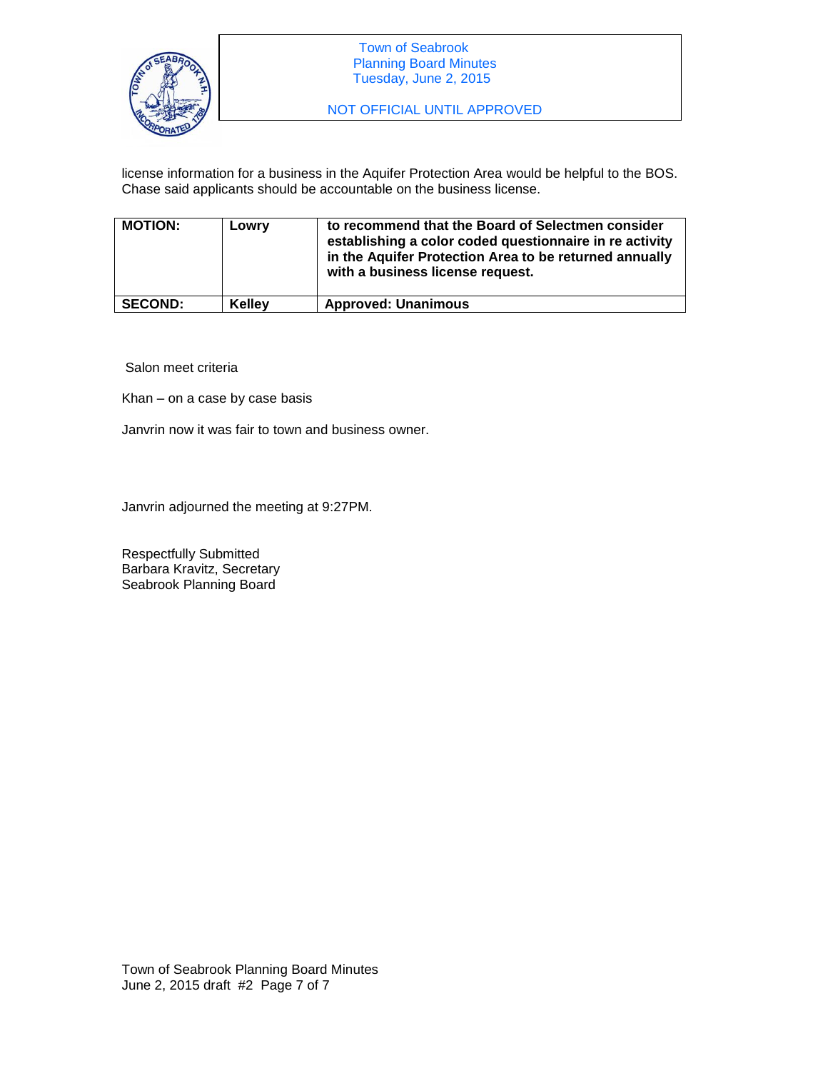license information for a business in the Aquifer Protection Area would be helpful to the BOS. Chase said applicants should be accountable on the business license.

| | | |
|---|---|---|
| **MOTION:** | **Lowry** | **to recommend that the Board of Selectmen consider establishing a color coded questionnaire in re activity in the Aquifer Protection Area to be returned annually with a business license request.** |
| **SECOND:** | **Kelley** | **Approved: Unanimous** |

Salon meet criteria

Khan – on a case by case basis

Janvrin now it was fair to town and business owner.

Janvrin adjourned the meeting at 9:27PM.

Respectfully Submitted
Barbara Kravitz, Secretary
Seabrook Planning Board